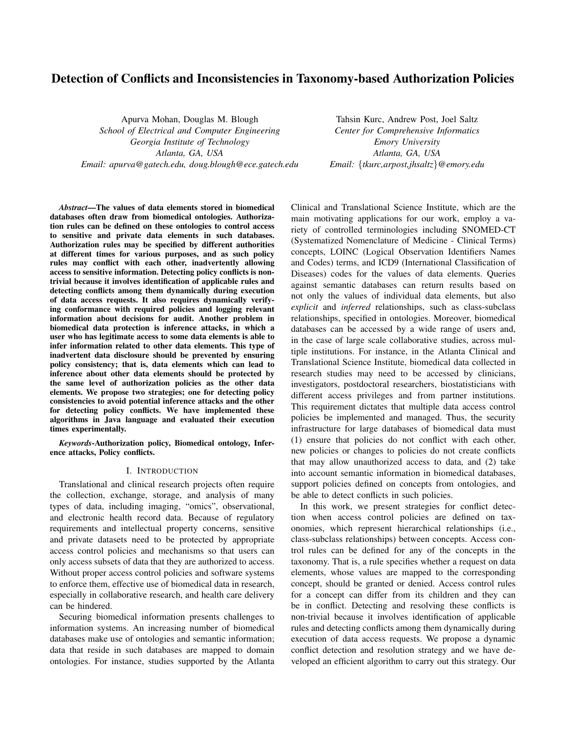# Detection of Conflicts and Inconsistencies in Taxonomy-based Authorization Policies

Apurva Mohan, Douglas M. Blough
*School of Electrical and Computer Engineering*
*Georgia Institute of Technology*
*Atlanta, GA, USA*
*Email: apurva@gatech.edu, doug.blough@ece.gatech.edu*

Tahsin Kurc, Andrew Post, Joel Saltz
*Center for Comprehensive Informatics*
*Emory University*
*Atlanta, GA, USA*
*Email: {tkurc,arpost,jhsaltz}@emory.edu*

***Abstract*—The values of data elements stored in biomedical databases often draw from biomedical ontologies. Authorization rules can be defined on these ontologies to control access to sensitive and private data elements in such databases. Authorization rules may be specified by different authorities at different times for various purposes, and as such policy rules may conflict with each other, inadvertently allowing access to sensitive information. Detecting policy conflicts is non-trivial because it involves identification of applicable rules and detecting conflicts among them dynamically during execution of data access requests. It also requires dynamically verifying conformance with required policies and logging relevant information about decisions for audit. Another problem in biomedical data protection is inference attacks, in which a user who has legitimate access to some data elements is able to infer information related to other data elements. This type of inadvertent data disclosure should be prevented by ensuring policy consistency; that is, data elements which can lead to inference about other data elements should be protected by the same level of authorization policies as the other data elements. We propose two strategies; one for detecting policy consistencies to avoid potential inference attacks and the other for detecting policy conflicts. We have implemented these algorithms in Java language and evaluated their execution times experimentally.**

***Keywords*-Authorization policy, Biomedical ontology, Inference attacks, Policy conflicts.**

## I. Introduction

Translational and clinical research projects often require the collection, exchange, storage, and analysis of many types of data, including imaging, "omics", observational, and electronic health record data. Because of regulatory requirements and intellectual property concerns, sensitive and private datasets need to be protected by appropriate access control policies and mechanisms so that users can only access subsets of data that they are authorized to access. Without proper access control policies and software systems to enforce them, effective use of biomedical data in research, especially in collaborative research, and health care delivery can be hindered.

Securing biomedical information presents challenges to information systems. An increasing number of biomedical databases make use of ontologies and semantic information; data that reside in such databases are mapped to domain ontologies. For instance, studies supported by the Atlanta Clinical and Translational Science Institute, which are the main motivating applications for our work, employ a variety of controlled terminologies including SNOMED-CT (Systematized Nomenclature of Medicine - Clinical Terms) concepts, LOINC (Logical Observation Identifiers Names and Codes) terms, and ICD9 (International Classification of Diseases) codes for the values of data elements. Queries against semantic databases can return results based on not only the values of individual data elements, but also *explicit* and *inferred* relationships, such as class-subclass relationships, specified in ontologies. Moreover, biomedical databases can be accessed by a wide range of users and, in the case of large scale collaborative studies, across multiple institutions. For instance, in the Atlanta Clinical and Translational Science Institute, biomedical data collected in research studies may need to be accessed by clinicians, investigators, postdoctoral researchers, biostatisticians with different access privileges and from partner institutions. This requirement dictates that multiple data access control policies be implemented and managed. Thus, the security infrastructure for large databases of biomedical data must (1) ensure that policies do not conflict with each other, new policies or changes to policies do not create conflicts that may allow unauthorized access to data, and (2) take into account semantic information in biomedical databases, support policies defined on concepts from ontologies, and be able to detect conflicts in such policies.

In this work, we present strategies for conflict detection when access control policies are defined on taxonomies, which represent hierarchical relationships (i.e., class-subclass relationships) between concepts. Access control rules can be defined for any of the concepts in the taxonomy. That is, a rule specifies whether a request on data elements, whose values are mapped to the corresponding concept, should be granted or denied. Access control rules for a concept can differ from its children and they can be in conflict. Detecting and resolving these conflicts is non-trivial because it involves identification of applicable rules and detecting conflicts among them dynamically during execution of data access requests. We propose a dynamic conflict detection and resolution strategy and we have developed an efficient algorithm to carry out this strategy. Our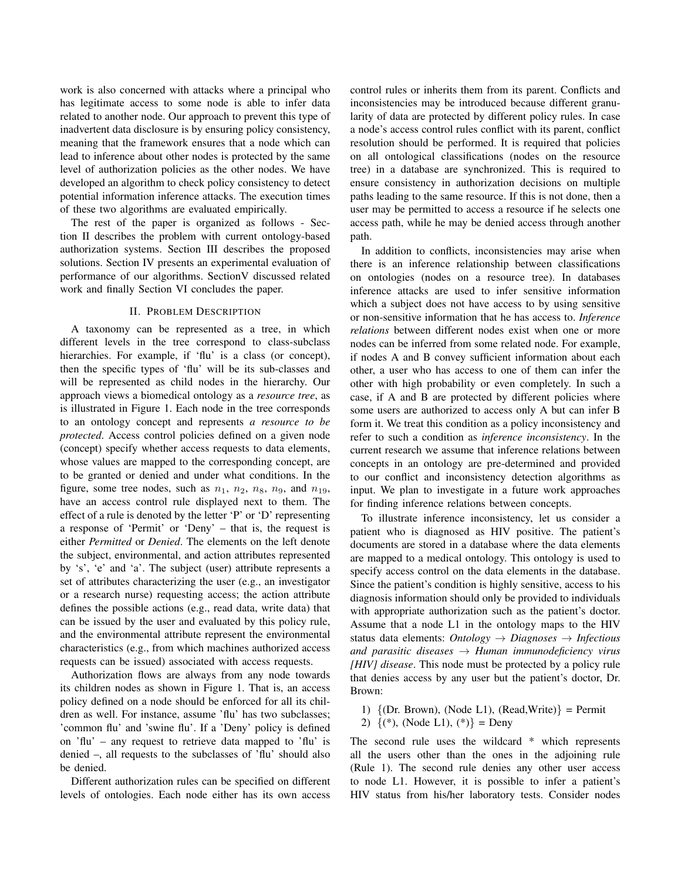work is also concerned with attacks where a principal who has legitimate access to some node is able to infer data related to another node. Our approach to prevent this type of inadvertent data disclosure is by ensuring policy consistency, meaning that the framework ensures that a node which can lead to inference about other nodes is protected by the same level of authorization policies as the other nodes. We have developed an algorithm to check policy consistency to detect potential information inference attacks. The execution times of these two algorithms are evaluated empirically.

The rest of the paper is organized as follows - Section II describes the problem with current ontology-based authorization systems. Section III describes the proposed solutions. Section IV presents an experimental evaluation of performance of our algorithms. SectionV discussed related work and finally Section VI concludes the paper.

## II. Problem Description

A taxonomy can be represented as a tree, in which different levels in the tree correspond to class-subclass hierarchies. For example, if 'flu' is a class (or concept), then the specific types of 'flu' will be its sub-classes and will be represented as child nodes in the hierarchy. Our approach views a biomedical ontology as a *resource tree*, as is illustrated in Figure 1. Each node in the tree corresponds to an ontology concept and represents *a resource to be protected*. Access control policies defined on a given node (concept) specify whether access requests to data elements, whose values are mapped to the corresponding concept, are to be granted or denied and under what conditions. In the figure, some tree nodes, such as $n_1$, $n_2$, $n_8$, $n_9$, and $n_{19}$, have an access control rule displayed next to them. The effect of a rule is denoted by the letter 'P' or 'D' representing a response of 'Permit' or 'Deny' – that is, the request is either *Permitted* or *Denied*. The elements on the left denote the subject, environmental, and action attributes represented by 's', 'e' and 'a'. The subject (user) attribute represents a set of attributes characterizing the user (e.g., an investigator or a research nurse) requesting access; the action attribute defines the possible actions (e.g., read data, write data) that can be issued by the user and evaluated by this policy rule, and the environmental attribute represent the environmental characteristics (e.g., from which machines authorized access requests can be issued) associated with access requests.

Authorization flows are always from any node towards its children nodes as shown in Figure 1. That is, an access policy defined on a node should be enforced for all its children as well. For instance, assume 'flu' has two subclasses; 'common flu' and 'swine flu'. If a 'Deny' policy is defined on 'flu' – any request to retrieve data mapped to 'flu' is denied –, all requests to the subclasses of 'flu' should also be denied.

Different authorization rules can be specified on different levels of ontologies. Each node either has its own access control rules or inherits them from its parent. Conflicts and inconsistencies may be introduced because different granularity of data are protected by different policy rules. In case a node's access control rules conflict with its parent, conflict resolution should be performed. It is required that policies on all ontological classifications (nodes on the resource tree) in a database are synchronized. This is required to ensure consistency in authorization decisions on multiple paths leading to the same resource. If this is not done, then a user may be permitted to access a resource if he selects one access path, while he may be denied access through another path.

In addition to conflicts, inconsistencies may arise when there is an inference relationship between classifications on ontologies (nodes on a resource tree). In databases inference attacks are used to infer sensitive information which a subject does not have access to by using sensitive or non-sensitive information that he has access to. *Inference relations* between different nodes exist when one or more nodes can be inferred from some related node. For example, if nodes A and B convey sufficient information about each other, a user who has access to one of them can infer the other with high probability or even completely. In such a case, if A and B are protected by different policies where some users are authorized to access only A but can infer B form it. We treat this condition as a policy inconsistency and refer to such a condition as *inference inconsistency*. In the current research we assume that inference relations between concepts in an ontology are pre-determined and provided to our conflict and inconsistency detection algorithms as input. We plan to investigate in a future work approaches for finding inference relations between concepts.

To illustrate inference inconsistency, let us consider a patient who is diagnosed as HIV positive. The patient's documents are stored in a database where the data elements are mapped to a medical ontology. This ontology is used to specify access control on the data elements in the database. Since the patient's condition is highly sensitive, access to his diagnosis information should only be provided to individuals with appropriate authorization such as the patient's doctor. Assume that a node L1 in the ontology maps to the HIV status data elements: *Ontology* → *Diagnoses* → *Infectious and parasitic diseases* → *Human immunodeficiency virus [HIV] disease*. This node must be protected by a policy rule that denies access by any user but the patient's doctor, Dr. Brown:

1) {(Dr. Brown), (Node L1), (Read,Write)} = Permit
2) {(*), (Node L1), (*)} = Deny

The second rule uses the wildcard * which represents all the users other than the ones in the adjoining rule (Rule 1). The second rule denies any other user access to node L1. However, it is possible to infer a patient's HIV status from his/her laboratory tests. Consider nodes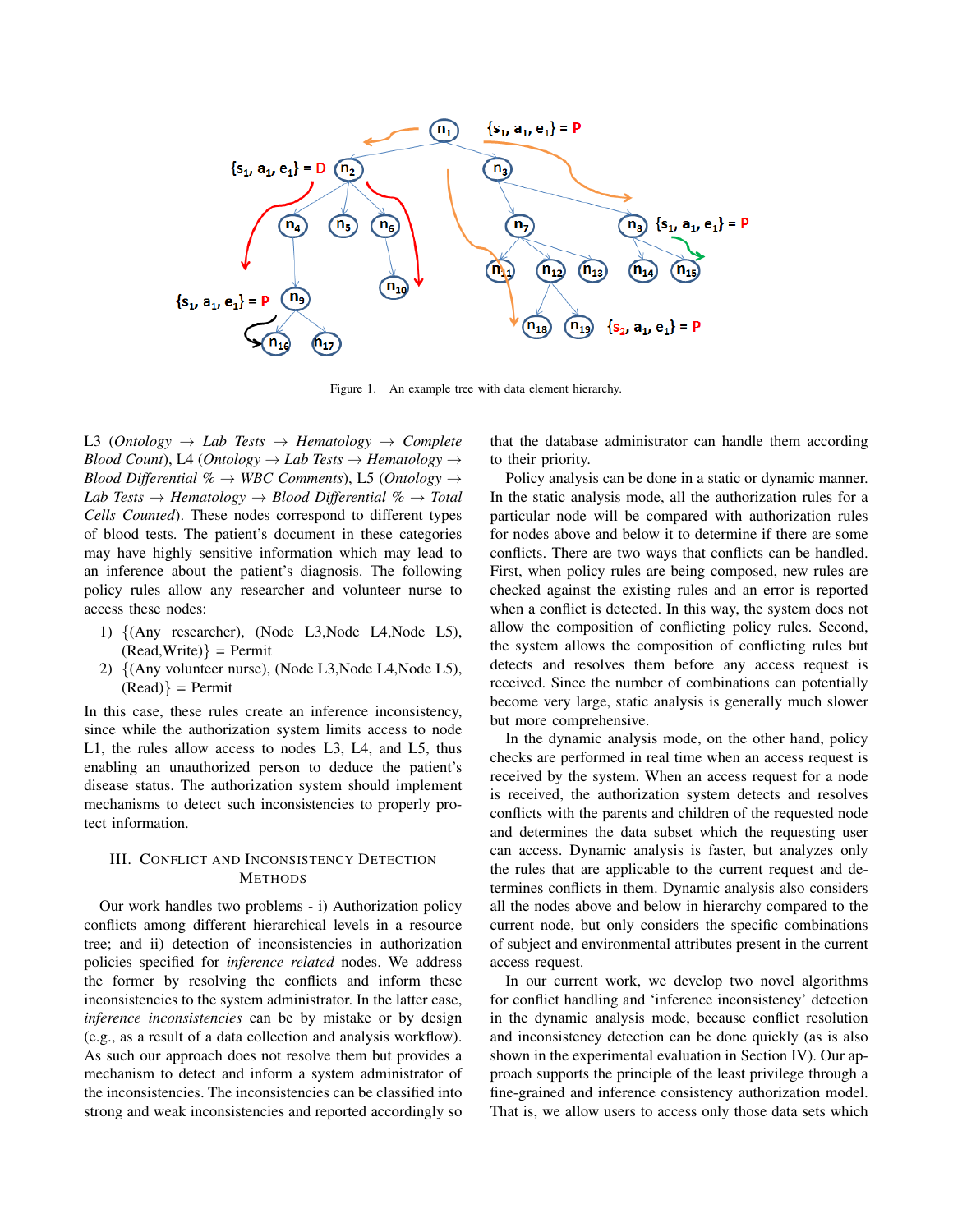Figure 1. An example tree with data element hierarchy.

L3 (*Ontology* → *Lab Tests* → *Hematology* → *Complete Blood Count*), L4 (*Ontology* → *Lab Tests* → *Hematology* → *Blood Differential %* → *WBC Comments*), L5 (*Ontology* → *Lab Tests* → *Hematology* → *Blood Differential %* → *Total Cells Counted*). These nodes correspond to different types of blood tests. The patient's document in these categories may have highly sensitive information which may lead to an inference about the patient's diagnosis. The following policy rules allow any researcher and volunteer nurse to access these nodes:

1) {(Any researcher), (Node L3,Node L4,Node L5), (Read,Write)} = Permit
2) {(Any volunteer nurse), (Node L3,Node L4,Node L5), (Read)} = Permit

In this case, these rules create an inference inconsistency, since while the authorization system limits access to node L1, the rules allow access to nodes L3, L4, and L5, thus enabling an unauthorized person to deduce the patient's disease status. The authorization system should implement mechanisms to detect such inconsistencies to properly protect information.

## III. Conflict and Inconsistency Detection Methods

Our work handles two problems - i) Authorization policy conflicts among different hierarchical levels in a resource tree; and ii) detection of inconsistencies in authorization policies specified for *inference related* nodes. We address the former by resolving the conflicts and inform these inconsistencies to the system administrator. In the latter case, *inference inconsistencies* can be by mistake or by design (e.g., as a result of a data collection and analysis workflow). As such our approach does not resolve them but provides a mechanism to detect and inform a system administrator of the inconsistencies. The inconsistencies can be classified into strong and weak inconsistencies and reported accordingly so that the database administrator can handle them according to their priority.

Policy analysis can be done in a static or dynamic manner. In the static analysis mode, all the authorization rules for a particular node will be compared with authorization rules for nodes above and below it to determine if there are some conflicts. There are two ways that conflicts can be handled. First, when policy rules are being composed, new rules are checked against the existing rules and an error is reported when a conflict is detected. In this way, the system does not allow the composition of conflicting policy rules. Second, the system allows the composition of conflicting rules but detects and resolves them before any access request is received. Since the number of combinations can potentially become very large, static analysis is generally much slower but more comprehensive.

In the dynamic analysis mode, on the other hand, policy checks are performed in real time when an access request is received by the system. When an access request for a node is received, the authorization system detects and resolves conflicts with the parents and children of the requested node and determines the data subset which the requesting user can access. Dynamic analysis is faster, but analyzes only the rules that are applicable to the current request and determines conflicts in them. Dynamic analysis also considers all the nodes above and below in hierarchy compared to the current node, but only considers the specific combinations of subject and environmental attributes present in the current access request.

In our current work, we develop two novel algorithms for conflict handling and 'inference inconsistency' detection in the dynamic analysis mode, because conflict resolution and inconsistency detection can be done quickly (as is also shown in the experimental evaluation in Section IV). Our approach supports the principle of the least privilege through a fine-grained and inference consistency authorization model. That is, we allow users to access only those data sets which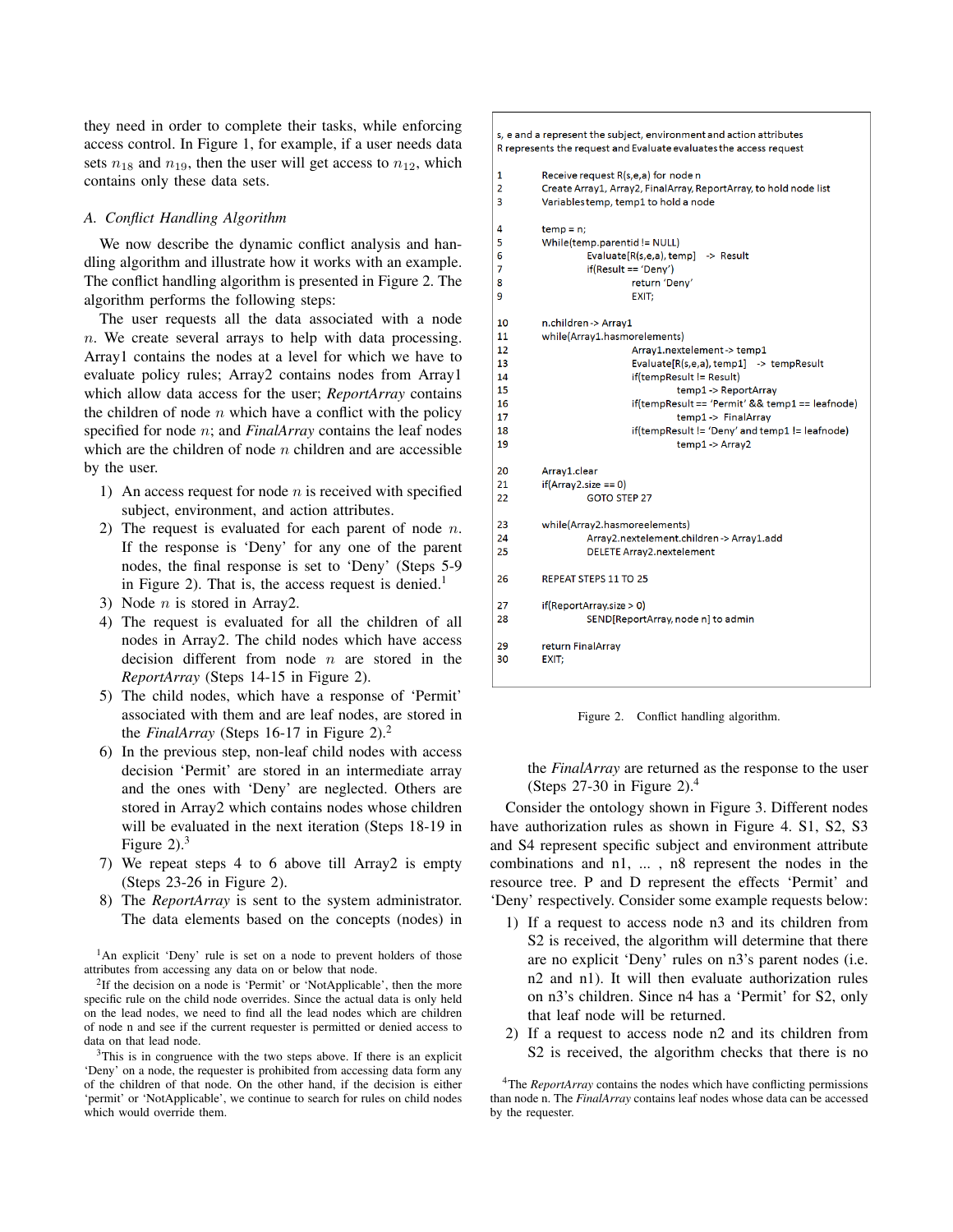they need in order to complete their tasks, while enforcing access control. In Figure 1, for example, if a user needs data sets $n_{18}$ and $n_{19}$, then the user will get access to $n_{12}$, which contains only these data sets.

### A. Conflict Handling Algorithm

We now describe the dynamic conflict analysis and handling algorithm and illustrate how it works with an example. The conflict handling algorithm is presented in Figure 2. The algorithm performs the following steps:

The user requests all the data associated with a node $n$. We create several arrays to help with data processing. Array1 contains the nodes at a level for which we have to evaluate policy rules; Array2 contains nodes from Array1 which allow data access for the user; *ReportArray* contains the children of node $n$ which have a conflict with the policy specified for node $n$; and *FinalArray* contains the leaf nodes which are the children of node $n$ children and are accessible by the user.

1) An access request for node $n$ is received with specified subject, environment, and action attributes.
2) The request is evaluated for each parent of node $n$. If the response is 'Deny' for any one of the parent nodes, the final response is set to 'Deny' (Steps 5-9 in Figure 2). That is, the access request is denied.[1]
3) Node $n$ is stored in Array2.
4) The request is evaluated for all the children of all nodes in Array2. The child nodes which have access decision different from node $n$ are stored in the *ReportArray* (Steps 14-15 in Figure 2).
5) The child nodes, which have a response of 'Permit' associated with them and are leaf nodes, are stored in the *FinalArray* (Steps 16-17 in Figure 2).[2]
6) In the previous step, non-leaf child nodes with access decision 'Permit' are stored in an intermediate array and the ones with 'Deny' are neglected. Others are stored in Array2 which contains nodes whose children will be evaluated in the next iteration (Steps 18-19 in Figure 2).[3]
7) We repeat steps 4 to 6 above till Array2 is empty (Steps 23-26 in Figure 2).
8) The *ReportArray* is sent to the system administrator. The data elements based on the concepts (nodes) in the *FinalArray* are returned as the response to the user (Steps 27-30 in Figure 2).[4]

[1]An explicit 'Deny' rule is set on a node to prevent holders of those attributes from accessing any data on or below that node.

[2]If the decision on a node is 'Permit' or 'NotApplicable', then the more specific rule on the child node overrides. Since the actual data is only held on the lead nodes, we need to find all the lead nodes which are children of node n and see if the current requester is permitted or denied access to data on that lead node.

[3]This is in congruence with the two steps above. If there is an explicit 'Deny' on a node, the requester is prohibited from accessing data form any of the children of that node. On the other hand, if the decision is either 'permit' or 'NotApplicable', we continue to search for rules on child nodes which would override them.

```
s, e and a represent the subject, environment and action attributes
R represents the request and Evaluate evaluates the access request

1    Receive request R(s,e,a) for node n
2    Create Array1, Array2, FinalArray, ReportArray, to hold node list
3    Variables temp, temp1 to hold a node

4    temp = n;
5    While(temp.parentid != NULL)
6        Evaluate[R(s,e,a), temp]  -> Result
7        if(Result == 'Deny')
8            return 'Deny'
9            EXIT;

10   n.children -> Array1
11   while(Array1.hasmorelements)
12       Array1.nextelement -> temp1
13       Evaluate[R(s,e,a), temp1]  -> tempResult
14       if(tempResult != Result)
15           temp1 -> ReportArray
16       if(tempResult == 'Permit' && temp1 == leafnode)
17           temp1 -> FinalArray
18       if(tempResult != 'Deny' and temp1 != leafnode)
19           temp1 -> Array2

20   Array1.clear
21   if(Array2.size == 0)
22       GOTO STEP 27

23   while(Array2.hasmoreelements)
24       Array2.nextelement.children -> Array1.add
25       DELETE Array2.nextelement

26   REPEAT STEPS 11 TO 25

27   if(ReportArray.size > 0)
28       SEND[ReportArray, node n] to admin

29   return FinalArray
30   EXIT;
```

Figure 2. Conflict handling algorithm.

Consider the ontology shown in Figure 3. Different nodes have authorization rules as shown in Figure 4. S1, S2, S3 and S4 represent specific subject and environment attribute combinations and n1, ... , n8 represent the nodes in the resource tree. P and D represent the effects 'Permit' and 'Deny' respectively. Consider some example requests below:

1) If a request to access node n3 and its children from S2 is received, the algorithm will determine that there are no explicit 'Deny' rules on n3's parent nodes (i.e. n2 and n1). It will then evaluate authorization rules on n3's children. Since n4 has a 'Permit' for S2, only that leaf node will be returned.
2) If a request to access node n2 and its children from S2 is received, the algorithm checks that there is no

[4]The *ReportArray* contains the nodes which have conflicting permissions than node n. The *FinalArray* contains leaf nodes whose data can be accessed by the requester.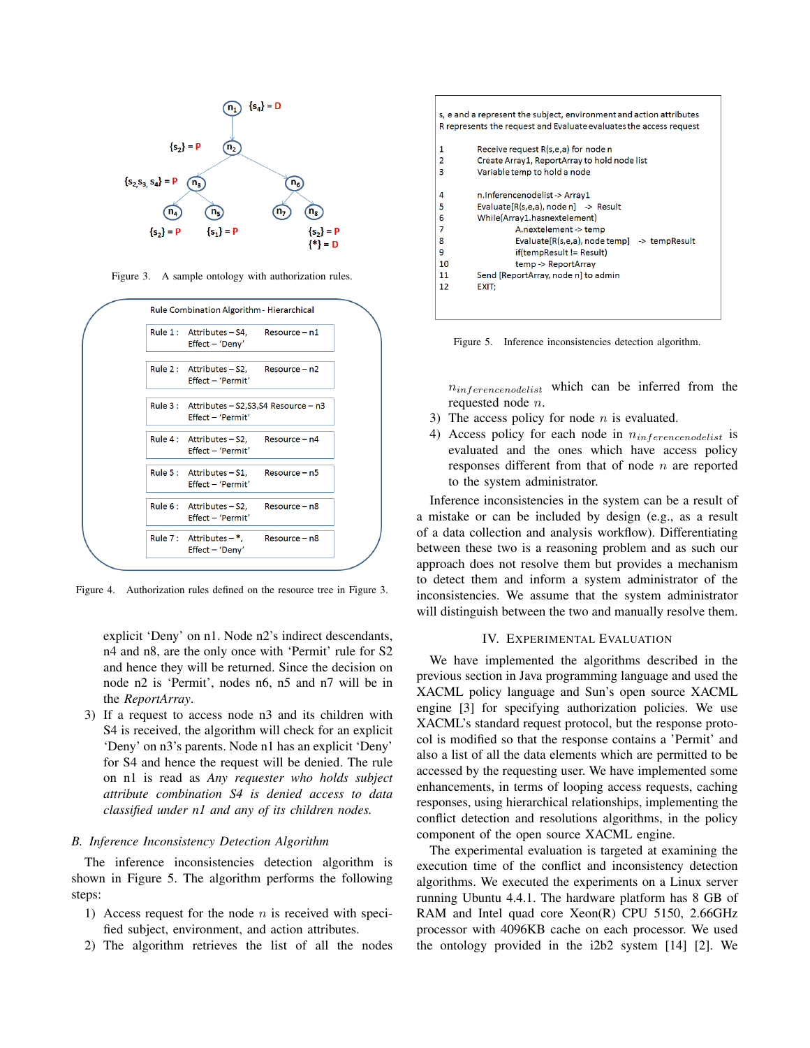Figure 3. A sample ontology with authorization rules.

| Rule Combination Algorithm - Hierarchical | | |
|---|---|---|
| Rule 1 : | Attributes – S4, Effect – 'Deny' | Resource – n1 |
| Rule 2 : | Attributes – S2, Effect – 'Permit' | Resource – n2 |
| Rule 3 : | Attributes – S2,S3,S4 Effect – 'Permit' | Resource – n3 |
| Rule 4 : | Attributes – S2, Effect – 'Permit' | Resource – n4 |
| Rule 5 : | Attributes – S1, Effect – 'Permit' | Resource – n5 |
| Rule 6 : | Attributes – S2, Effect – 'Permit' | Resource – n8 |
| Rule 7 : | Attributes – *, Effect – 'Deny' | Resource – n8 |

Figure 4. Authorization rules defined on the resource tree in Figure 3.

explicit 'Deny' on n1. Node n2's indirect descendants, n4 and n8, are the only ones with 'Permit' rule for S2 and hence they will be returned. Since the decision on node n2 is 'Permit', nodes n6, n5 and n7 will be in the *ReportArray*.

3) If a request to access node n3 and its children with S4 is received, the algorithm will check for an explicit 'Deny' on n3's parents. Node n1 has an explicit 'Deny' for S4 and hence the request will be denied. The rule on n1 is read as *Any requester who holds subject attribute combination S4 is denied access to data classified under n1 and any of its children nodes.*

### B. Inference Inconsistency Detection Algorithm

The inference inconsistencies detection algorithm is shown in Figure 5. The algorithm performs the following steps:

1) Access request for the node $n$ is received with specified subject, environment, and action attributes.
2) The algorithm retrieves the list of all the nodes $n_{inferencenodelist}$ which can be inferred from the requested node $n$.
3) The access policy for node $n$ is evaluated.
4) Access policy for each node in $n_{inferencenodelist}$ is evaluated and the ones which have access policy responses different from that of node $n$ are reported to the system administrator.

```
s, e and a represent the subject, environment and action attributes
R represents the request and Evaluate evaluates the access request

1     Receive request R(s,e,a) for node n
2     Create Array1, ReportArray to hold node list
3     Variable temp to hold a node

4     n.Inferencenodelist -> Array1
5     Evaluate[R(s,e,a), node n]  -> Result
6     While(Array1.hasnextelement)
7             A.nextelement -> temp
8             Evaluate[R(s,e,a), node temp]  -> tempResult
9             if(tempResult != Result)
10            temp -> ReportArray
11    Send [ReportArray, node n] to admin
12    EXIT;
```

Figure 5. Inference inconsistencies detection algorithm.

Inference inconsistencies in the system can be a result of a mistake or can be included by design (e.g., as a result of a data collection and analysis workflow). Differentiating between these two is a reasoning problem and as such our approach does not resolve them but provides a mechanism to detect them and inform a system administrator of the inconsistencies. We assume that the system administrator will distinguish between the two and manually resolve them.

## IV. Experimental Evaluation

We have implemented the algorithms described in the previous section in Java programming language and used the XACML policy language and Sun's open source XACML engine [3] for specifying authorization policies. We use XACML's standard request protocol, but the response protocol is modified so that the response contains a 'Permit' and also a list of all the data elements which are permitted to be accessed by the requesting user. We have implemented some enhancements, in terms of looping access requests, caching responses, using hierarchical relationships, implementing the conflict detection and resolutions algorithms, in the policy component of the open source XACML engine.

The experimental evaluation is targeted at examining the execution time of the conflict and inconsistency detection algorithms. We executed the experiments on a Linux server running Ubuntu 4.4.1. The hardware platform has 8 GB of RAM and Intel quad core Xeon(R) CPU 5150, 2.66GHz processor with 4096KB cache on each processor. We used the ontology provided in the i2b2 system [14] [2]. We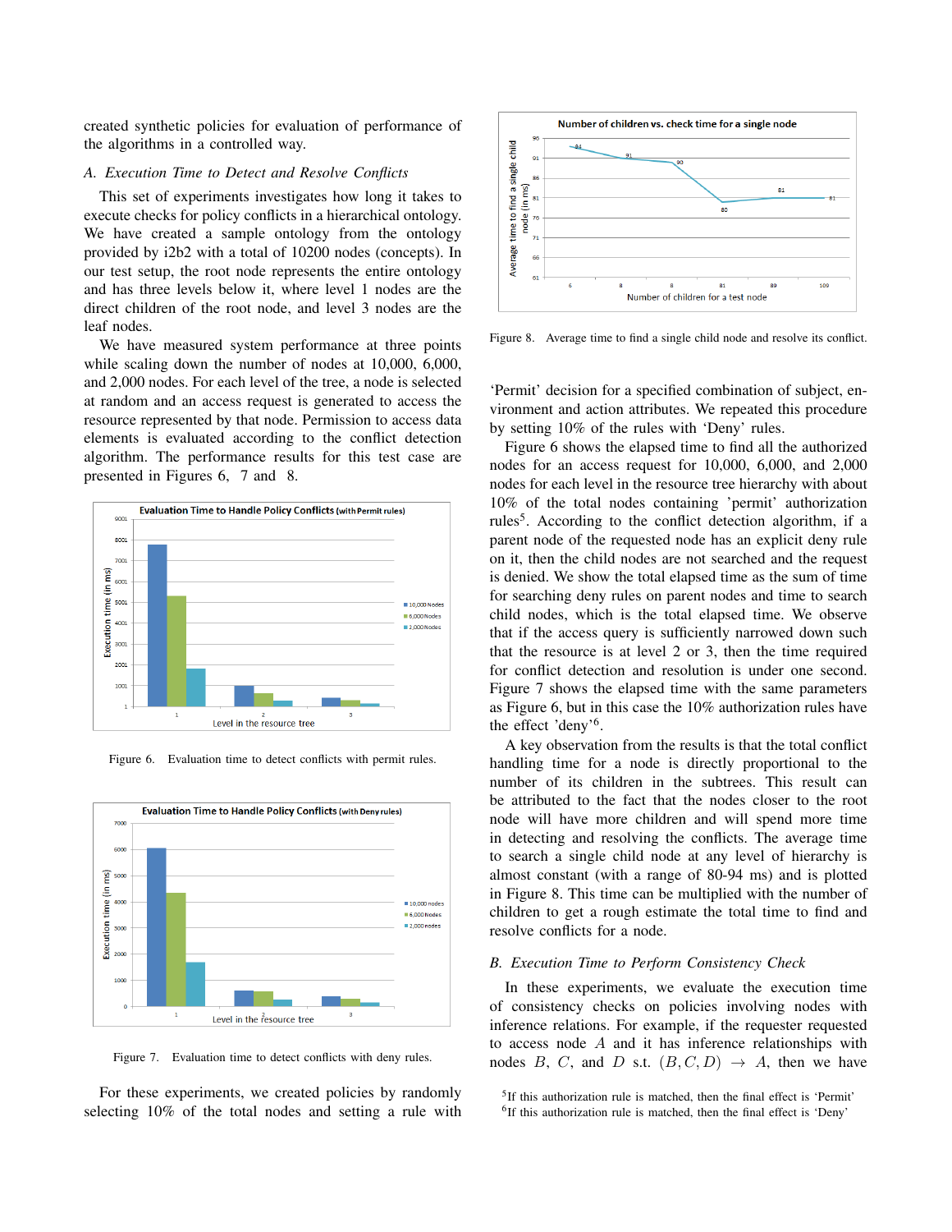created synthetic policies for evaluation of performance of the algorithms in a controlled way.

### *A. Execution Time to Detect and Resolve Conflicts*

This set of experiments investigates how long it takes to execute checks for policy conflicts in a hierarchical ontology. We have created a sample ontology from the ontology provided by i2b2 with a total of 10200 nodes (concepts). In our test setup, the root node represents the entire ontology and has three levels below it, where level 1 nodes are the direct children of the root node, and level 3 nodes are the leaf nodes.

We have measured system performance at three points while scaling down the number of nodes at 10,000, 6,000, and 2,000 nodes. For each level of the tree, a node is selected at random and an access request is generated to access the resource represented by that node. Permission to access data elements is evaluated according to the conflict detection algorithm. The performance results for this test case are presented in Figures 6, 7 and 8.

Figure 6. Evaluation time to detect conflicts with permit rules.

Figure 7. Evaluation time to detect conflicts with deny rules.

For these experiments, we created policies by randomly selecting 10% of the total nodes and setting a rule with 'Permit' decision for a specified combination of subject, environment and action attributes. We repeated this procedure by setting 10% of the rules with 'Deny' rules.

Figure 8. Average time to find a single child node and resolve its conflict.

Figure 6 shows the elapsed time to find all the authorized nodes for an access request for 10,000, 6,000, and 2,000 nodes for each level in the resource tree hierarchy with about 10% of the total nodes containing 'permit' authorization rules[5]. According to the conflict detection algorithm, if a parent node of the requested node has an explicit deny rule on it, then the child nodes are not searched and the request is denied. We show the total elapsed time as the sum of time for searching deny rules on parent nodes and time to search child nodes, which is the total elapsed time. We observe that if the access query is sufficiently narrowed down such that the resource is at level 2 or 3, then the time required for conflict detection and resolution is under one second. Figure 7 shows the elapsed time with the same parameters as Figure 6, but in this case the 10% authorization rules have the effect 'deny'[6].

A key observation from the results is that the total conflict handling time for a node is directly proportional to the number of its children in the subtrees. This result can be attributed to the fact that the nodes closer to the root node will have more children and will spend more time in detecting and resolving the conflicts. The average time to search a single child node at any level of hierarchy is almost constant (with a range of 80-94 ms) and is plotted in Figure 8. This time can be multiplied with the number of children to get a rough estimate the total time to find and resolve conflicts for a node.

### *B. Execution Time to Perform Consistency Check*

In these experiments, we evaluate the execution time of consistency checks on policies involving nodes with inference relations. For example, if the requester requested to access node $A$ and it has inference relationships with nodes $B$, $C$, and $D$ s.t. $(B, C, D) \rightarrow A$, then we have

[5] If this authorization rule is matched, then the final effect is 'Permit'

[6] If this authorization rule is matched, then the final effect is 'Deny'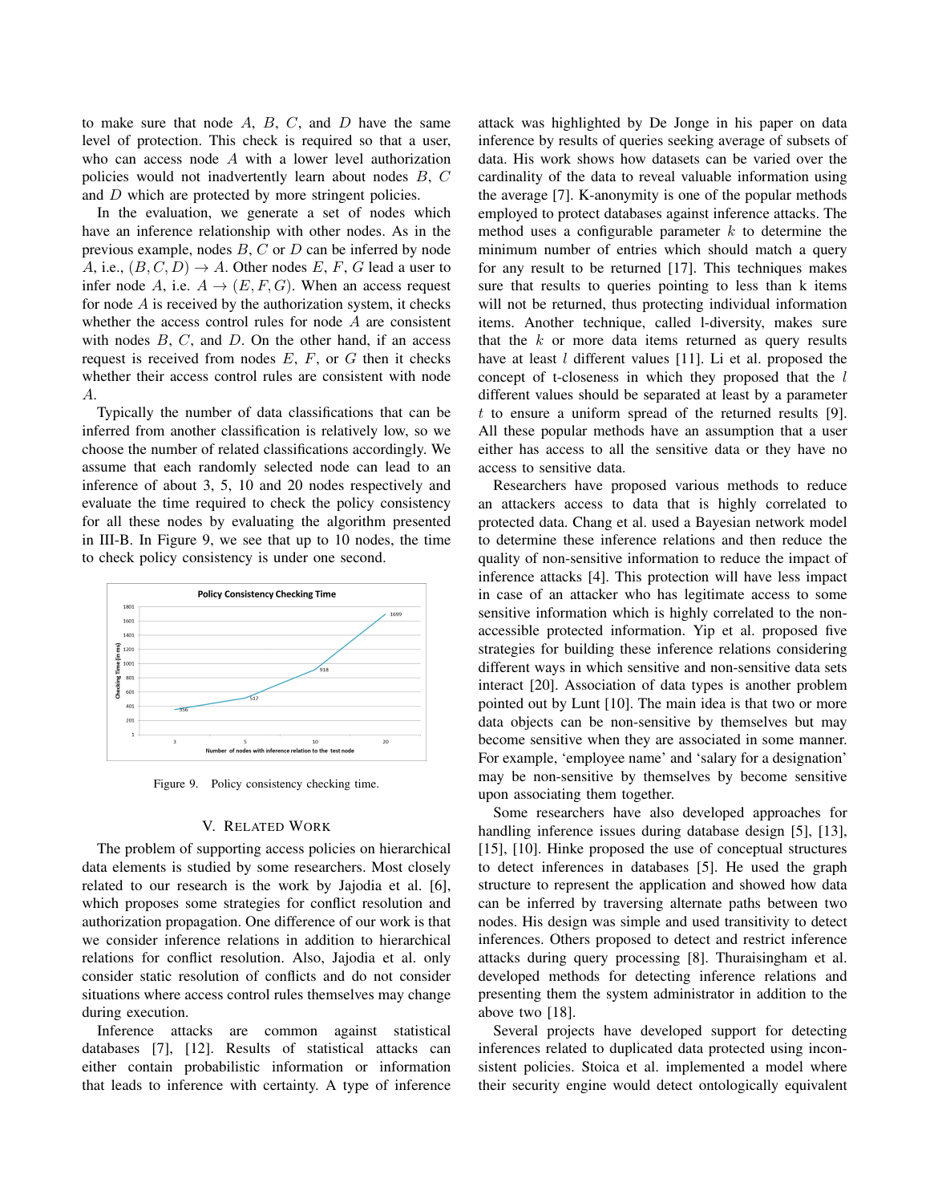to make sure that node $A$, $B$, $C$, and $D$ have the same level of protection. This check is required so that a user, who can access node $A$ with a lower level authorization policies would not inadvertently learn about nodes $B$, $C$ and $D$ which are protected by more stringent policies.

In the evaluation, we generate a set of nodes which have an inference relationship with other nodes. As in the previous example, nodes $B$, $C$ or $D$ can be inferred by node $A$, i.e., $(B, C, D) \rightarrow A$. Other nodes $E$, $F$, $G$ lead a user to infer node $A$, i.e. $A \rightarrow (E, F, G)$. When an access request for node $A$ is received by the authorization system, it checks whether the access control rules for node $A$ are consistent with nodes $B$, $C$, and $D$. On the other hand, if an access request is received from nodes $E$, $F$, or $G$ then it checks whether their access control rules are consistent with node $A$.

Typically the number of data classifications that can be inferred from another classification is relatively low, so we choose the number of related classifications accordingly. We assume that each randomly selected node can lead to an inference of about 3, 5, 10 and 20 nodes respectively and evaluate the time required to check the policy consistency for all these nodes by evaluating the algorithm presented in III-B. In Figure 9, we see that up to 10 nodes, the time to check policy consistency is under one second.

Figure 9. Policy consistency checking time.

## V. Related Work

The problem of supporting access policies on hierarchical data elements is studied by some researchers. Most closely related to our research is the work by Jajodia et al. [6], which proposes some strategies for conflict resolution and authorization propagation. One difference of our work is that we consider inference relations in addition to hierarchical relations for conflict resolution. Also, Jajodia et al. only consider static resolution of conflicts and do not consider situations where access control rules themselves may change during execution.

Inference attacks are common against statistical databases [7], [12]. Results of statistical attacks can either contain probabilistic information or information that leads to inference with certainty. A type of inference attack was highlighted by De Jonge in his paper on data inference by results of queries seeking average of subsets of data. His work shows how datasets can be varied over the cardinality of the data to reveal valuable information using the average [7]. K-anonymity is one of the popular methods employed to protect databases against inference attacks. The method uses a configurable parameter $k$ to determine the minimum number of entries which should match a query for any result to be returned [17]. This techniques makes sure that results to queries pointing to less than k items will not be returned, thus protecting individual information items. Another technique, called l-diversity, makes sure that the $k$ or more data items returned as query results have at least $l$ different values [11]. Li et al. proposed the concept of t-closeness in which they proposed that the $l$ different values should be separated at least by a parameter $t$ to ensure a uniform spread of the returned results [9]. All these popular methods have an assumption that a user either has access to all the sensitive data or they have no access to sensitive data.

Researchers have proposed various methods to reduce an attackers access to data that is highly correlated to protected data. Chang et al. used a Bayesian network model to determine these inference relations and then reduce the quality of non-sensitive information to reduce the impact of inference attacks [4]. This protection will have less impact in case of an attacker who has legitimate access to some sensitive information which is highly correlated to the non-accessible protected information. Yip et al. proposed five strategies for building these inference relations considering different ways in which sensitive and non-sensitive data sets interact [20]. Association of data types is another problem pointed out by Lunt [10]. The main idea is that two or more data objects can be non-sensitive by themselves but may become sensitive when they are associated in some manner. For example, 'employee name' and 'salary for a designation' may be non-sensitive by themselves by become sensitive upon associating them together.

Some researchers have also developed approaches for handling inference issues during database design [5], [13], [15], [10]. Hinke proposed the use of conceptual structures to detect inferences in databases [5]. He used the graph structure to represent the application and showed how data can be inferred by traversing alternate paths between two nodes. His design was simple and used transitivity to detect inferences. Others proposed to detect and restrict inference attacks during query processing [8]. Thuraisingham et al. developed methods for detecting inference relations and presenting them the system administrator in addition to the above two [18].

Several projects have developed support for detecting inferences related to duplicated data protected using inconsistent policies. Stoica et al. implemented a model where their security engine would detect ontologically equivalent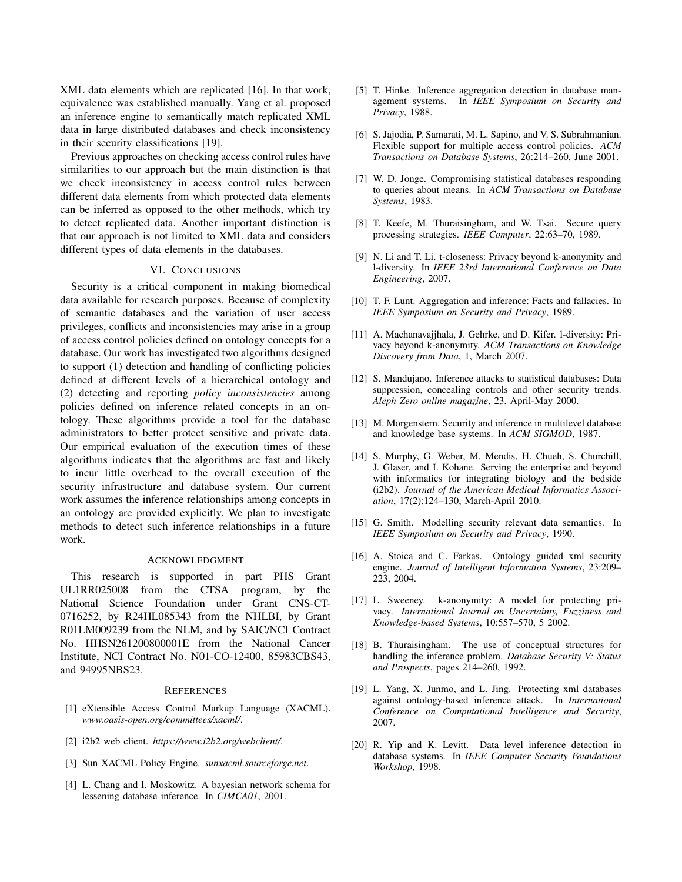XML data elements which are replicated [16]. In that work, equivalence was established manually. Yang et al. proposed an inference engine to semantically match replicated XML data in large distributed databases and check inconsistency in their security classifications [19].

Previous approaches on checking access control rules have similarities to our approach but the main distinction is that we check inconsistency in access control rules between different data elements from which protected data elements can be inferred as opposed to the other methods, which try to detect replicated data. Another important distinction is that our approach is not limited to XML data and considers different types of data elements in the databases.

## VI. Conclusions

Security is a critical component in making biomedical data available for research purposes. Because of complexity of semantic databases and the variation of user access privileges, conflicts and inconsistencies may arise in a group of access control policies defined on ontology concepts for a database. Our work has investigated two algorithms designed to support (1) detection and handling of conflicting policies defined at different levels of a hierarchical ontology and (2) detecting and reporting *policy inconsistencies* among policies defined on inference related concepts in an ontology. These algorithms provide a tool for the database administrators to better protect sensitive and private data. Our empirical evaluation of the execution times of these algorithms indicates that the algorithms are fast and likely to incur little overhead to the overall execution of the security infrastructure and database system. Our current work assumes the inference relationships among concepts in an ontology are provided explicitly. We plan to investigate methods to detect such inference relationships in a future work.

## Acknowledgment

This research is supported in part PHS Grant UL1RR025008 from the CTSA program, by the National Science Foundation under Grant CNS-CT-0716252, by R24HL085343 from the NHLBI, by Grant R01LM009239 from the NLM, and by SAIC/NCI Contract No. HHSN261200800001E from the National Cancer Institute, NCI Contract No. N01-CO-12400, 85983CBS43, and 94995NBS23.

## References

[1] eXtensible Access Control Markup Language (XACML). *www.oasis-open.org/committees/xacml/*.

[2] i2b2 web client. *https://www.i2b2.org/webclient/*.

[3] Sun XACML Policy Engine. *sunxacml.sourceforge.net*.

[4] L. Chang and I. Moskowitz. A bayesian network schema for lessening database inference. In *CIMCA01*, 2001.

[5] T. Hinke. Inference aggregation detection in database management systems. In *IEEE Symposium on Security and Privacy*, 1988.

[6] S. Jajodia, P. Samarati, M. L. Sapino, and V. S. Subrahmanian. Flexible support for multiple access control policies. *ACM Transactions on Database Systems*, 26:214–260, June 2001.

[7] W. D. Jonge. Compromising statistical databases responding to queries about means. In *ACM Transactions on Database Systems*, 1983.

[8] T. Keefe, M. Thuraisingham, and W. Tsai. Secure query processing strategies. *IEEE Computer*, 22:63–70, 1989.

[9] N. Li and T. Li. t-closeness: Privacy beyond k-anonymity and l-diversity. In *IEEE 23rd International Conference on Data Engineering*, 2007.

[10] T. F. Lunt. Aggregation and inference: Facts and fallacies. In *IEEE Symposium on Security and Privacy*, 1989.

[11] A. Machanavajjhala, J. Gehrke, and D. Kifer. l-diversity: Privacy beyond k-anonymity. *ACM Transactions on Knowledge Discovery from Data*, 1, March 2007.

[12] S. Mandujano. Inference attacks to statistical databases: Data suppression, concealing controls and other security trends. *Aleph Zero online magazine*, 23, April-May 2000.

[13] M. Morgenstern. Security and inference in multilevel database and knowledge base systems. In *ACM SIGMOD*, 1987.

[14] S. Murphy, G. Weber, M. Mendis, H. Chueh, S. Churchill, J. Glaser, and I. Kohane. Serving the enterprise and beyond with informatics for integrating biology and the bedside (i2b2). *Journal of the American Medical Informatics Association*, 17(2):124–130, March-April 2010.

[15] G. Smith. Modelling security relevant data semantics. In *IEEE Symposium on Security and Privacy*, 1990.

[16] A. Stoica and C. Farkas. Ontology guided xml security engine. *Journal of Intelligent Information Systems*, 23:209–223, 2004.

[17] L. Sweeney. k-anonymity: A model for protecting privacy. *International Journal on Uncertainty, Fuzziness and Knowledge-based Systems*, 10:557–570, 5 2002.

[18] B. Thuraisingham. The use of conceptual structures for handling the inference problem. *Database Security V: Status and Prospects*, pages 214–260, 1992.

[19] L. Yang, X. Junmo, and L. Jing. Protecting xml databases against ontology-based inference attack. In *International Conference on Computational Intelligence and Security*, 2007.

[20] R. Yip and K. Levitt. Data level inference detection in database systems. In *IEEE Computer Security Foundations Workshop*, 1998.